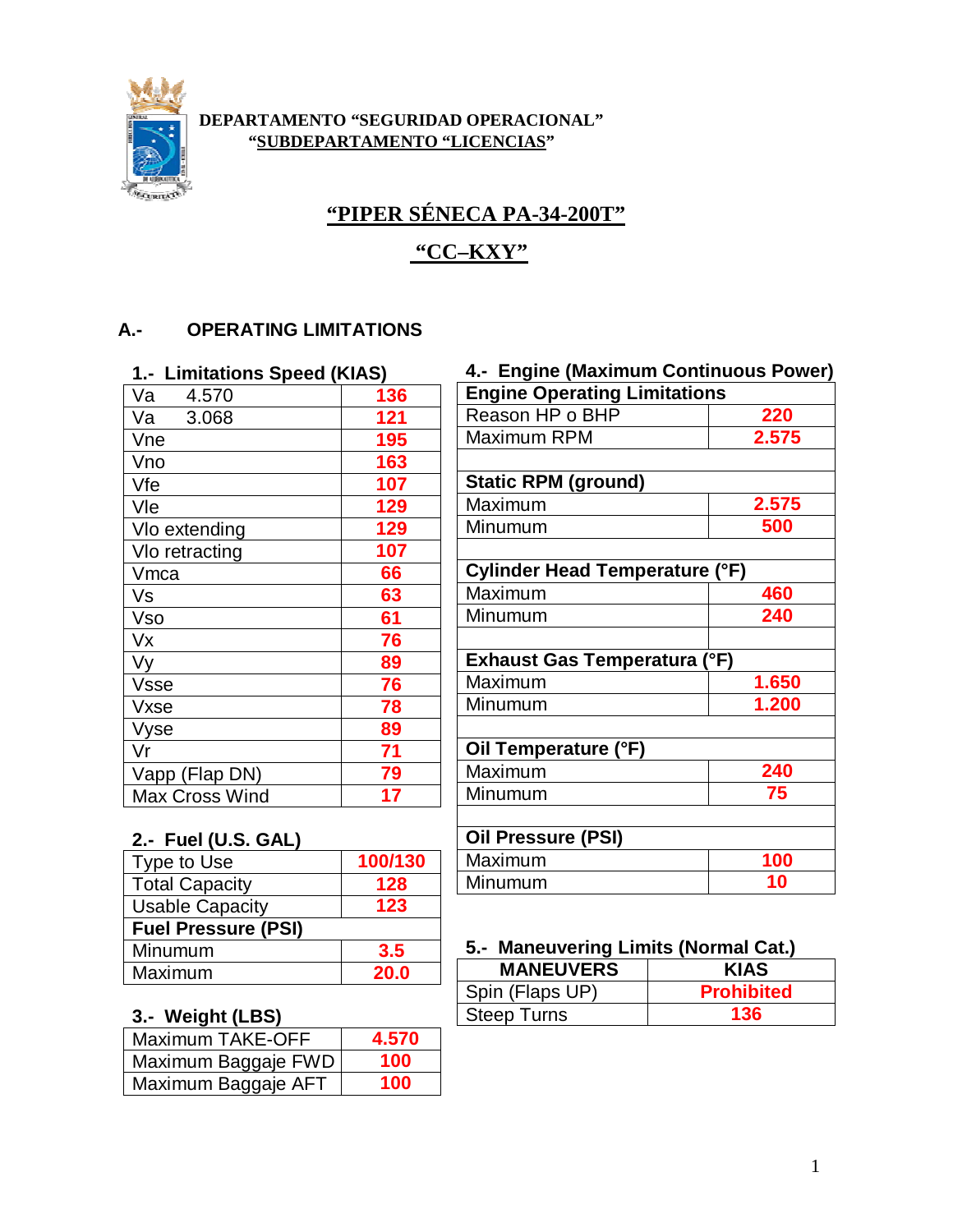**DEPARTAMENTO "SEGURIDAD OPERACIONAL"**
**"SUBDEPARTAMENTO "LICENCIAS"**

# "PIPER SÉNECA PA-34-200T"

## "CC–KXY"

## A.- OPERATING LIMITATIONS

### 1.- Limitations Speed (KIAS)

| | |
|---|---|
| Va 4.570 | **136** |
| Va 3.068 | **121** |
| Vne | **195** |
| Vno | **163** |
| Vfe | **107** |
| Vle | **129** |
| Vlo extending | **129** |
| Vlo retracting | **107** |
| Vmca | **66** |
| Vs | **63** |
| Vso | **61** |
| Vx | **76** |
| Vy | **89** |
| Vsse | **76** |
| Vxse | **78** |
| Vyse | **89** |
| Vr | **71** |
| Vapp (Flap DN) | **79** |
| Max Cross Wind | **17** |

### 2.- Fuel (U.S. GAL)

| | |
|---|---|
| Type to Use | **100/130** |
| Total Capacity | **128** |
| Usable Capacity | **123** |
| **Fuel Pressure (PSI)** | |
| Minumum | **3.5** |
| Maximum | **20.0** |

### 3.- Weight (LBS)

| | |
|---|---|
| Maximum TAKE-OFF | **4.570** |
| Maximum Baggaje FWD | **100** |
| Maximum Baggaje AFT | **100** |

### 4.- Engine (Maximum Continuous Power)

| **Engine Operating Limitations** | |
|---|---|
| Reason HP o BHP | **220** |
| Maximum RPM | **2.575** |
| | |
| **Static RPM (ground)** | |
| Maximum | **2.575** |
| Minumum | **500** |
| | |
| **Cylinder Head Temperature (°F)** | |
| Maximum | **460** |
| Minumum | **240** |
| | |
| **Exhaust Gas Temperatura (°F)** | |
| Maximum | **1.650** |
| Minumum | **1.200** |
| | |
| **Oil Temperature (°F)** | |
| Maximum | **240** |
| Minumum | **75** |
| | |
| **Oil Pressure (PSI)** | |
| Maximum | **100** |
| Minumum | **10** |

### 5.- Maneuvering Limits (Normal Cat.)

| MANEUVERS | KIAS |
|---|---|
| Spin (Flaps UP) | **Prohibited** |
| Steep Turns | **136** |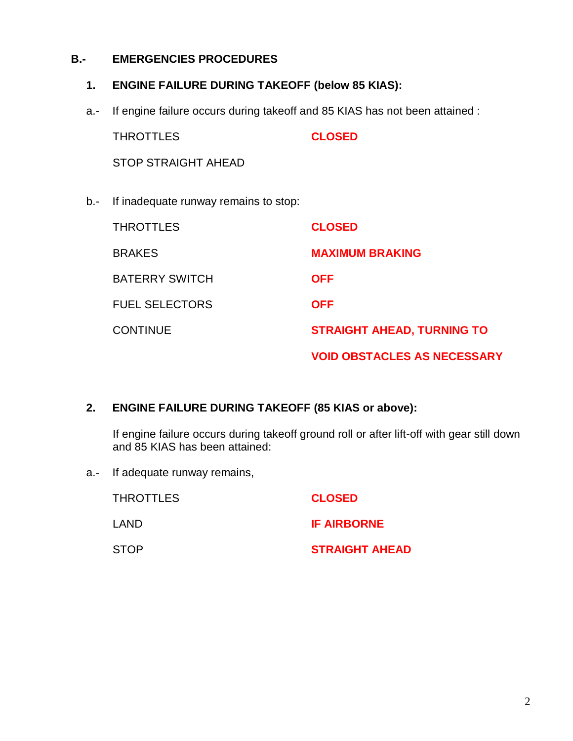## B.- EMERGENCIES PROCEDURES

### 1. ENGINE FAILURE DURING TAKEOFF (below 85 KIAS):

a.- If engine failure occurs during takeoff and 85 KIAS has not been attained :

| | |
|---|---|
| THROTTLES | **CLOSED** |
| STOP STRAIGHT AHEAD | |

b.- If inadequate runway remains to stop:

| | |
|---|---|
| THROTTLES | **CLOSED** |
| BRAKES | **MAXIMUM BRAKING** |
| BATERRY SWITCH | **OFF** |
| FUEL SELECTORS | **OFF** |
| CONTINUE | **STRAIGHT AHEAD, TURNING TO VOID OBSTACLES AS NECESSARY** |

### 2. ENGINE FAILURE DURING TAKEOFF (85 KIAS or above):

If engine failure occurs during takeoff ground roll or after lift-off with gear still down and 85 KIAS has been attained:

a.- If adequate runway remains,

| | |
|---|---|
| THROTTLES | **CLOSED** |
| LAND | **IF AIRBORNE** |
| STOP | **STRAIGHT AHEAD** |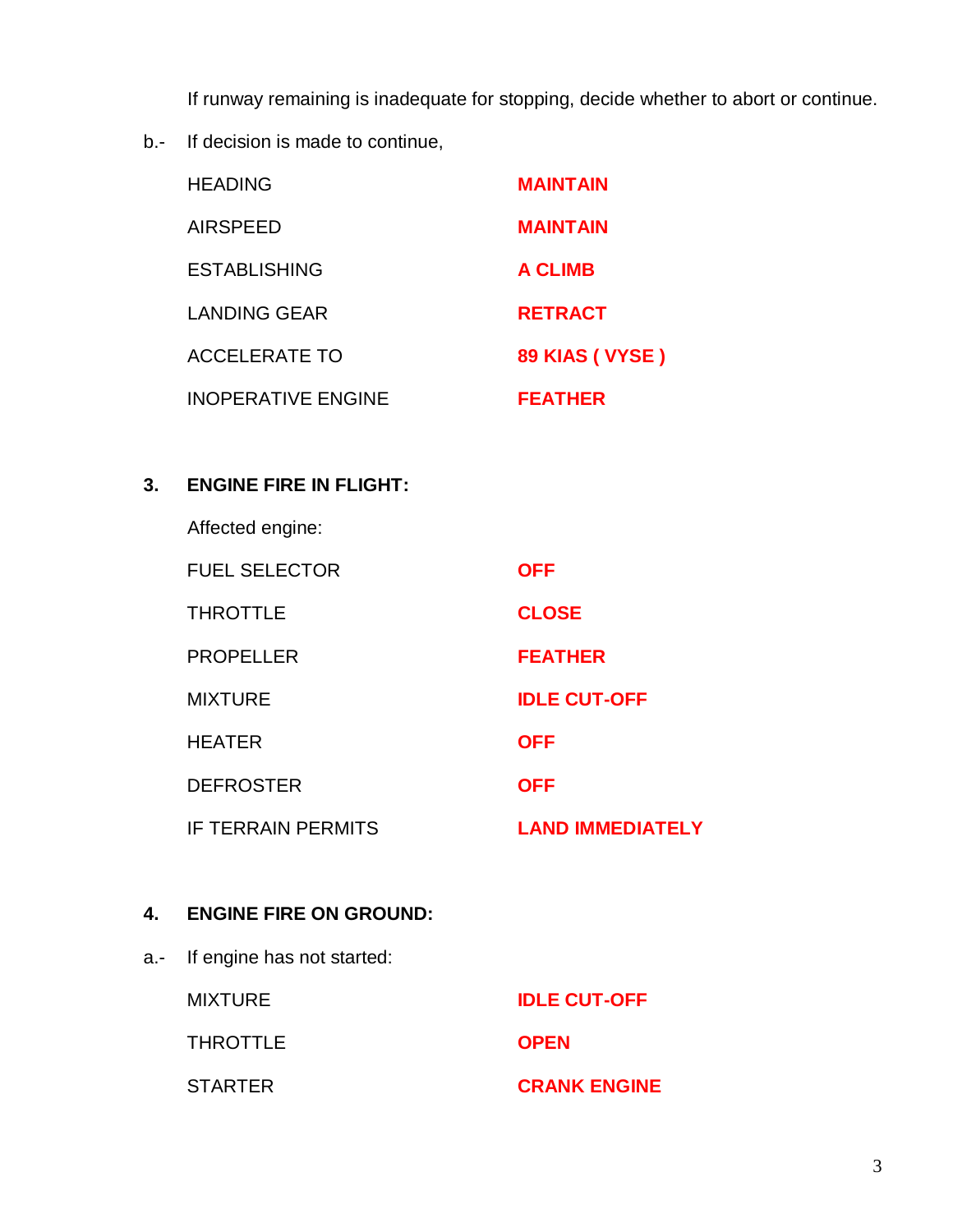If runway remaining is inadequate for stopping, decide whether to abort or continue.

b.- If decision is made to continue,

| | |
|---|---|
| HEADING | **MAINTAIN** |
| AIRSPEED | **MAINTAIN** |
| ESTABLISHING | **A CLIMB** |
| LANDING GEAR | **RETRACT** |
| ACCELERATE TO | **89 KIAS ( VYSE )** |
| INOPERATIVE ENGINE | **FEATHER** |

**3. ENGINE FIRE IN FLIGHT:**

Affected engine:

| | |
|---|---|
| FUEL SELECTOR | **OFF** |
| THROTTLE | **CLOSE** |
| PROPELLER | **FEATHER** |
| MIXTURE | **IDLE CUT-OFF** |
| HEATER | **OFF** |
| DEFROSTER | **OFF** |
| IF TERRAIN PERMITS | **LAND IMMEDIATELY** |

**4. ENGINE FIRE ON GROUND:**

a.- If engine has not started:

| | |
|---|---|
| MIXTURE | **IDLE CUT-OFF** |
| THROTTLE | **OPEN** |
| STARTER | **CRANK ENGINE** |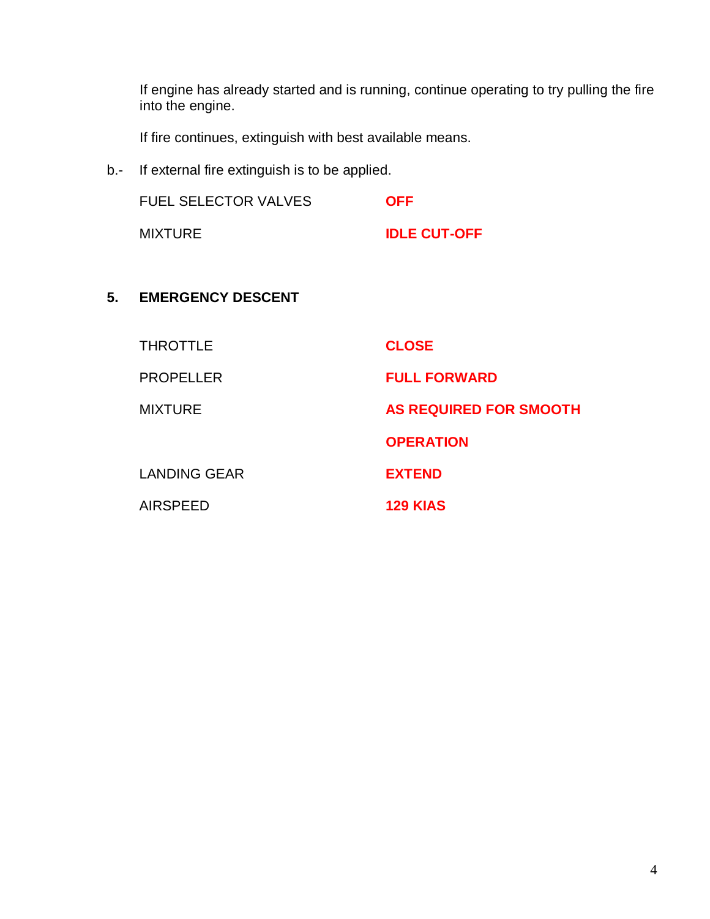If engine has already started and is running, continue operating to try pulling the fire into the engine.

If fire continues, extinguish with best available means.

b.- If external fire extinguish is to be applied.

| | |
|---|---|
| FUEL SELECTOR VALVES | **OFF** |
| MIXTURE | **IDLE CUT-OFF** |

## 5. EMERGENCY DESCENT

| | |
|---|---|
| THROTTLE | **CLOSE** |
| PROPELLER | **FULL FORWARD** |
| MIXTURE | **AS REQUIRED FOR SMOOTH OPERATION** |
| LANDING GEAR | **EXTEND** |
| AIRSPEED | **129 KIAS** |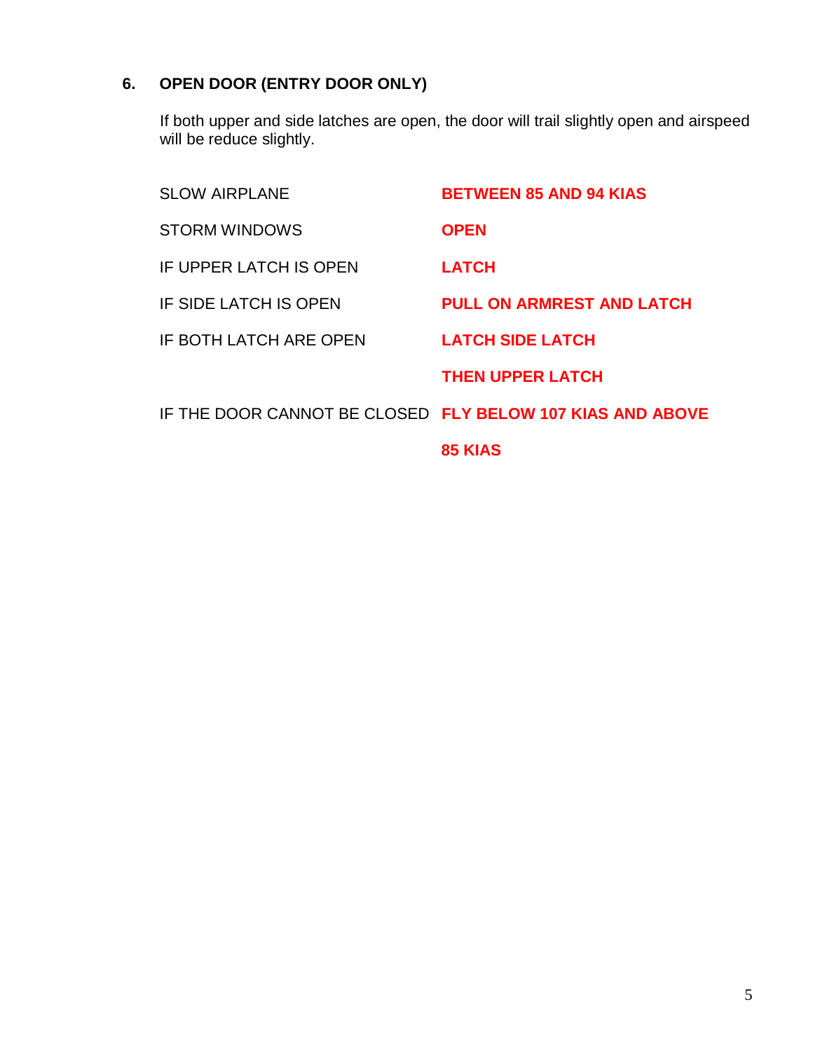## 6. OPEN DOOR (ENTRY DOOR ONLY)

If both upper and side latches are open, the door will trail slightly open and airspeed will be reduce slightly.

| | |
|---|---|
| SLOW AIRPLANE | **BETWEEN 85 AND 94 KIAS** |
| STORM WINDOWS | **OPEN** |
| IF UPPER LATCH IS OPEN | **LATCH** |
| IF SIDE LATCH IS OPEN | **PULL ON ARMREST AND LATCH** |
| IF BOTH LATCH ARE OPEN | **LATCH SIDE LATCH** |
| | **THEN UPPER LATCH** |
| IF THE DOOR CANNOT BE CLOSED | **FLY BELOW 107 KIAS AND ABOVE** |
| | **85 KIAS** |